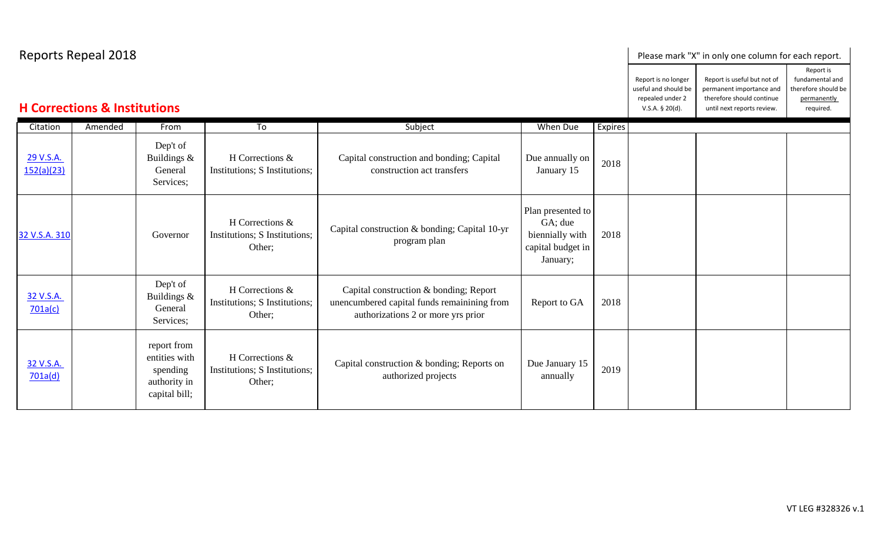# Reports Repeal 2018

## H Corrections & Institutions

Please mark "X" in only one column for each report.

| Citation | Amended | From | To | Subject | When Due | Expires | Report is no longer useful and should be repealed under 2 V.S.A. § 20(d). | Report is useful but not of permanent importance and therefore should continue until next reports review. | Report is fundamental and therefore should be permanently required. |
|---|---|---|---|---|---|---|---|---|---|
| 29 V.S.A. 152(a)(23) | | Dep't of Buildings & General Services; | H Corrections & Institutions; S Institutions; | Capital construction and bonding; Capital construction act transfers | Due annually on January 15 | 2018 | | | |
| 32 V.S.A. 310 | | Governor | H Corrections & Institutions; S Institutions; Other; | Capital construction & bonding; Capital 10-yr program plan | Plan presented to GA; due biennially with capital budget in January; | 2018 | | | |
| 32 V.S.A. 701a(c) | | Dep't of Buildings & General Services; | H Corrections & Institutions; S Institutions; Other; | Capital construction & bonding; Report unencumbered capital funds remainining from authorizations 2 or more yrs prior | Report to GA | 2018 | | | |
| 32 V.S.A. 701a(d) | | report from entities with spending authority in capital bill; | H Corrections & Institutions; S Institutions; Other; | Capital construction & bonding; Reports on authorized projects | Due January 15 annually | 2019 | | | |

VT LEG #328326 v.1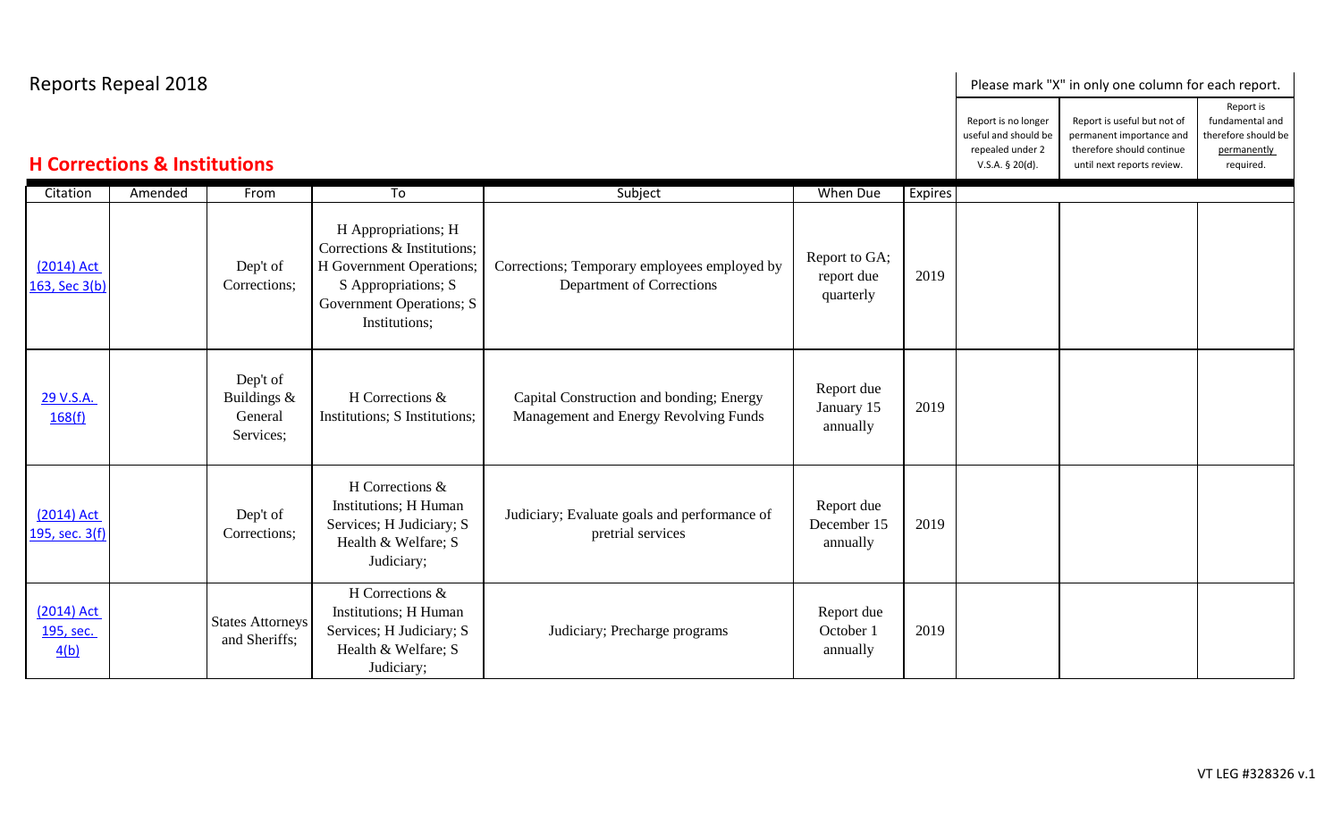# Reports Repeal 2018

Please mark "X" in only one column for each report.

## H Corrections & Institutions

| Citation | Amended | From | To | Subject | When Due | Expires | Report is no longer useful and should be repealed under 2 V.S.A. § 20(d). | Report is useful but not of permanent importance and therefore should continue until next reports review. | Report is fundamental and therefore should be permanently required. |
|---|---|---|---|---|---|---|---|---|---|
| (2014) Act 163, Sec 3(b) | | Dep't of Corrections; | H Appropriations; H Corrections & Institutions; H Government Operations; S Appropriations; S Government Operations; S Institutions; | Corrections; Temporary employees employed by Department of Corrections | Report to GA; report due quarterly | 2019 | | | |
| 29 V.S.A. 168(f) | | Dep't of Buildings & General Services; | H Corrections & Institutions; S Institutions; | Capital Construction and bonding; Energy Management and Energy Revolving Funds | Report due January 15 annually | 2019 | | | |
| (2014) Act 195, sec. 3(f) | | Dep't of Corrections; | H Corrections & Institutions; H Human Services; H Judiciary; S Health & Welfare; S Judiciary; | Judiciary; Evaluate goals and performance of pretrial services | Report due December 15 annually | 2019 | | | |
| (2014) Act 195, sec. 4(b) | | States Attorneys and Sheriffs; | H Corrections & Institutions; H Human Services; H Judiciary; S Health & Welfare; S Judiciary; | Judiciary; Precharge programs | Report due October 1 annually | 2019 | | | |

VT LEG #328326 v.1